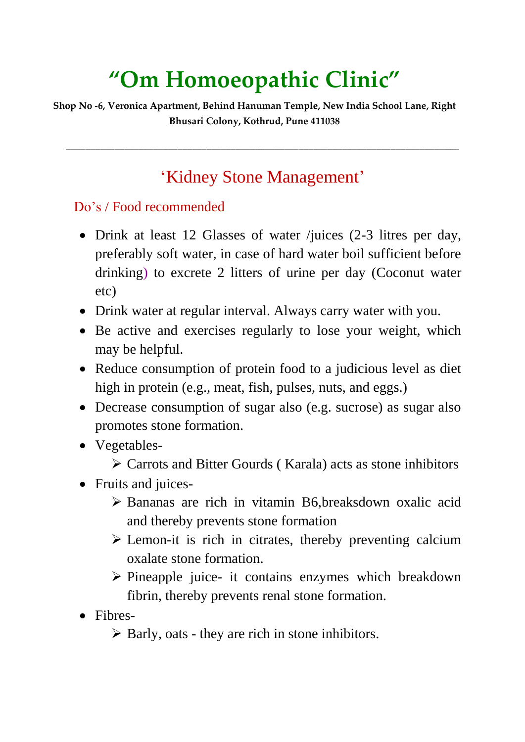# "Om Homoeopathic Clinic"

**Shop No -6, Veronica Apartment, Behind Hanuman Temple, New India School Lane, Right Bhusari Colony, Kothrud, Pune 411038**

---

## 'Kidney Stone Management'

### Do's / Food recommended

- Drink at least 12 Glasses of water /juices (2-3 litres per day, preferably soft water, in case of hard water boil sufficient before drinking) to excrete 2 litters of urine per day (Coconut water etc)
- Drink water at regular interval. Always carry water with you.
- Be active and exercises regularly to lose your weight, which may be helpful.
- Reduce consumption of protein food to a judicious level as diet high in protein (e.g., meat, fish, pulses, nuts, and eggs.)
- Decrease consumption of sugar also (e.g. sucrose) as sugar also promotes stone formation.
- Vegetables-
  - Carrots and Bitter Gourds ( Karala) acts as stone inhibitors
- Fruits and juices-
  - Bananas are rich in vitamin B6,breaksdown oxalic acid and thereby prevents stone formation
  - Lemon-it is rich in citrates, thereby preventing calcium oxalate stone formation.
  - Pineapple juice- it contains enzymes which breakdown fibrin, thereby prevents renal stone formation.
- Fibres-
  - Barly, oats - they are rich in stone inhibitors.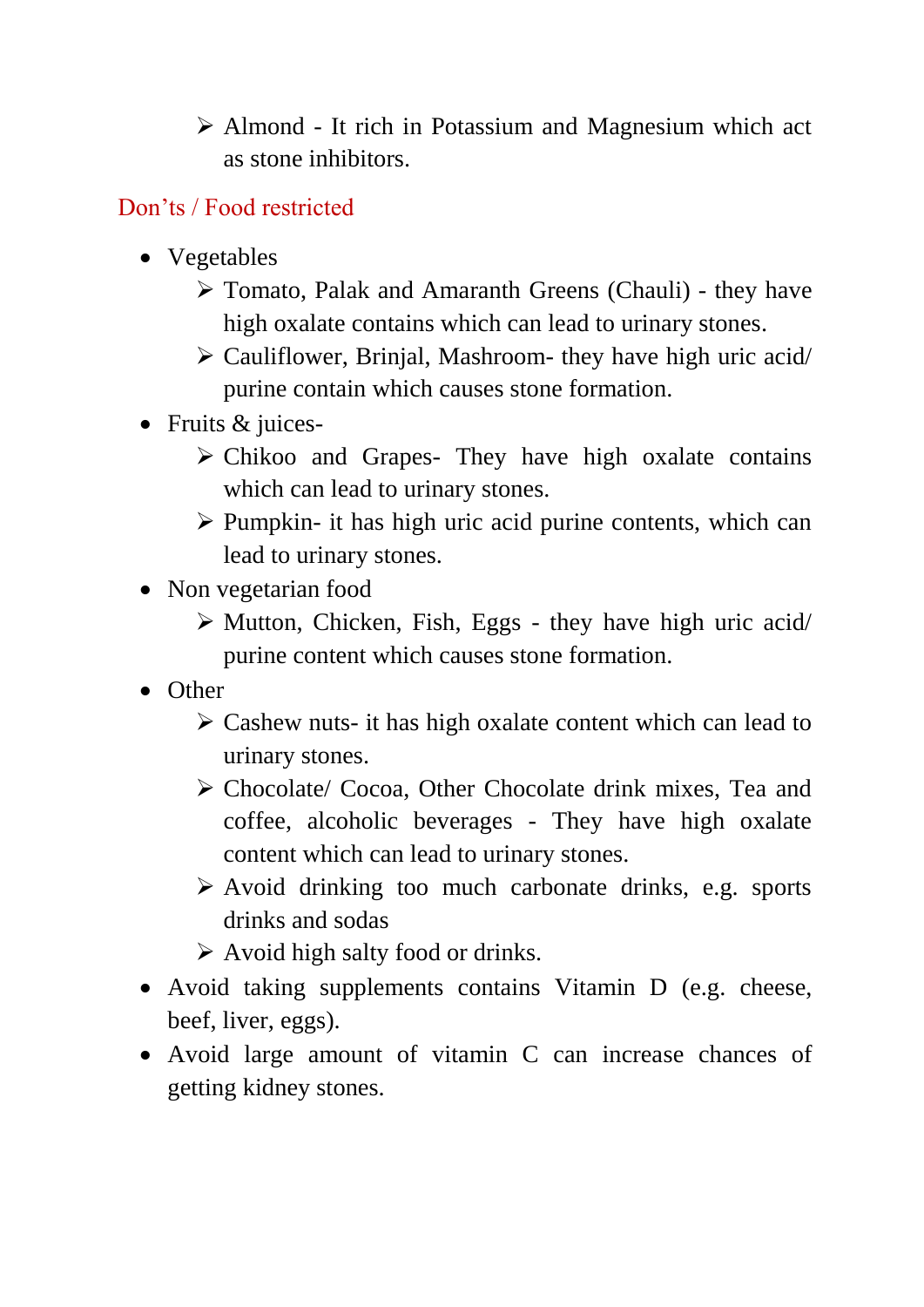- Almond - It rich in Potassium and Magnesium which act as stone inhibitors.

## Don’ts / Food restricted

- Vegetables
  - Tomato, Palak and Amaranth Greens (Chauli) - they have high oxalate contains which can lead to urinary stones.
  - Cauliflower, Brinjal, Mashroom- they have high uric acid/ purine contain which causes stone formation.
- Fruits & juices-
  - Chikoo and Grapes- They have high oxalate contains which can lead to urinary stones.
  - Pumpkin- it has high uric acid purine contents, which can lead to urinary stones.
- Non vegetarian food
  - Mutton, Chicken, Fish, Eggs - they have high uric acid/ purine content which causes stone formation.
- Other
  - Cashew nuts- it has high oxalate content which can lead to urinary stones.
  - Chocolate/ Cocoa, Other Chocolate drink mixes, Tea and coffee, alcoholic beverages - They have high oxalate content which can lead to urinary stones.
  - Avoid drinking too much carbonate drinks, e.g. sports drinks and sodas
  - Avoid high salty food or drinks.
- Avoid taking supplements contains Vitamin D (e.g. cheese, beef, liver, eggs).
- Avoid large amount of vitamin C can increase chances of getting kidney stones.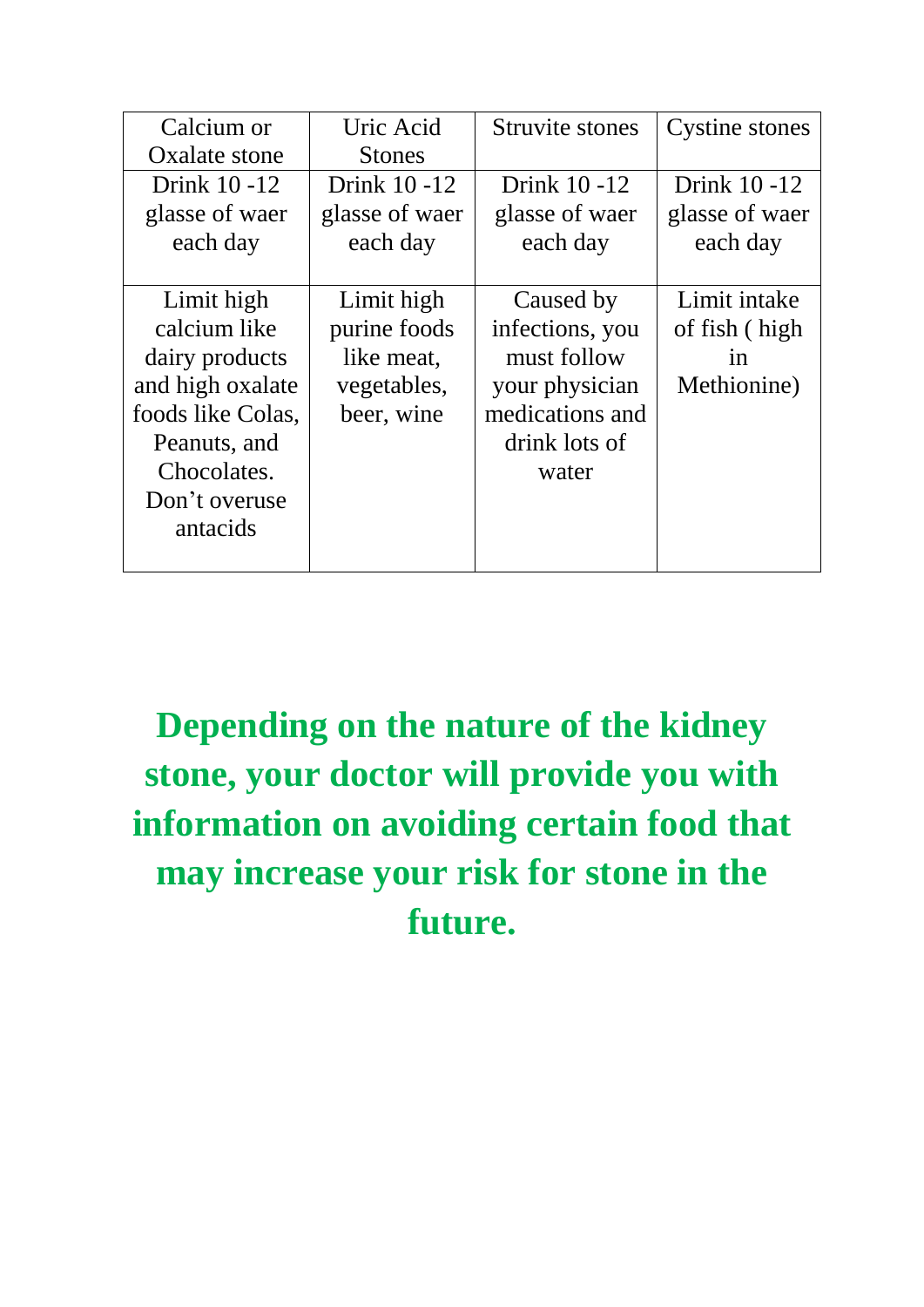| Calcium or Oxalate stone | Uric Acid Stones | Struvite stones | Cystine stones |
| --- | --- | --- | --- |
| Drink 10 -12 glasse of waer each day | Drink 10 -12 glasse of waer each day | Drink 10 -12 glasse of waer each day | Drink 10 -12 glasse of waer each day |
| Limit high calcium like dairy products and high oxalate foods like Colas, Peanuts, and Chocolates. Don't overuse antacids | Limit high purine foods like meat, vegetables, beer, wine | Caused by infections, you must follow your physician medications and drink lots of water | Limit intake of fish ( high in Methionine) |

**Depending on the nature of the kidney stone, your doctor will provide you with information on avoiding certain food that may increase your risk for stone in the future.**